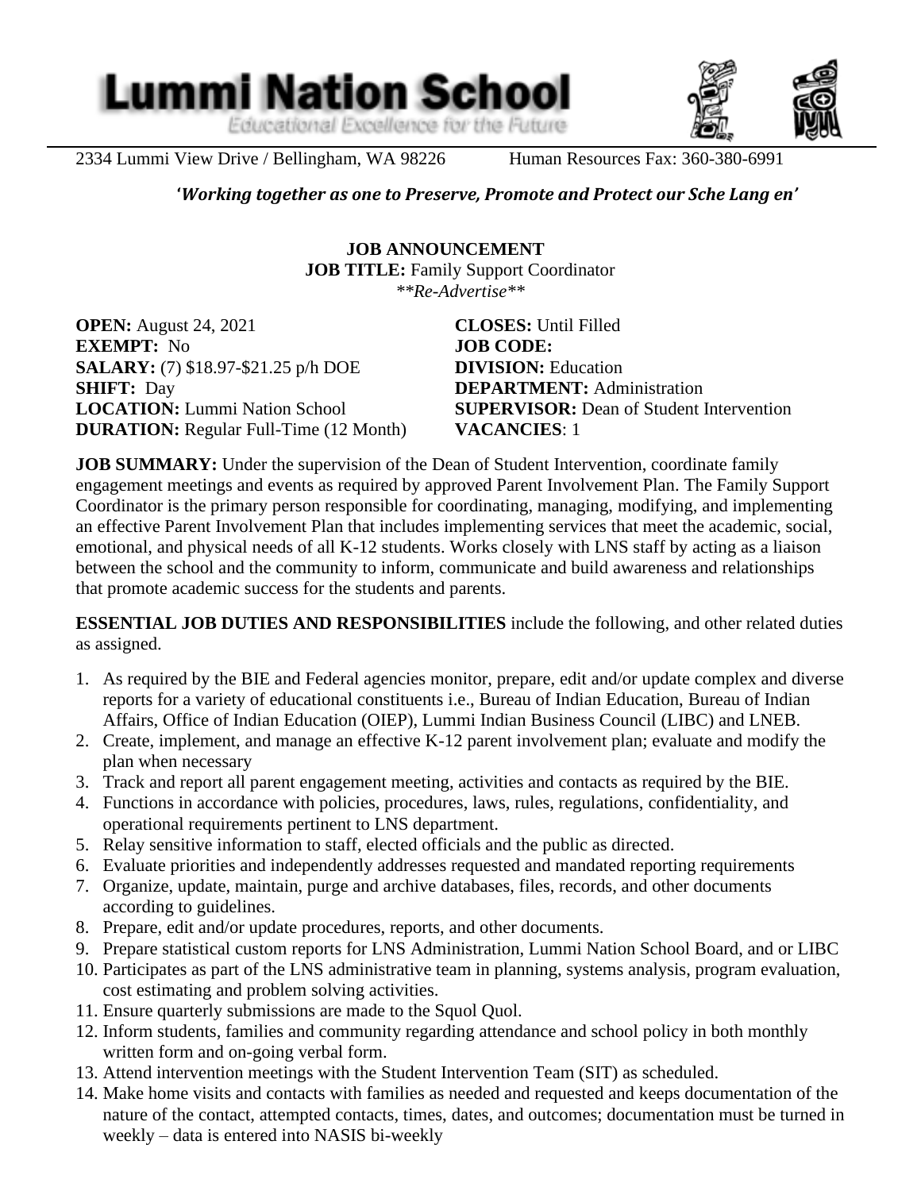# Lummi Nation School

Educational Excellence for the Future

2334 Lummi View Drive / Bellingham, WA 98226 Human Resources Fax: 360-380-6991

***'Working together as one to Preserve, Promote and Protect our Sche Lang en'***

**JOB ANNOUNCEMENT**
**JOB TITLE:** Family Support Coordinator
*\*\*Re-Advertise\*\**

**OPEN:** August 24, 2021
**EXEMPT:** No
**SALARY:** (7) $18.97-$21.25 p/h DOE
**SHIFT:** Day
**LOCATION:** Lummi Nation School
**DURATION:** Regular Full-Time (12 Month)

**CLOSES:** Until Filled
**JOB CODE:**
**DIVISION:** Education
**DEPARTMENT:** Administration
**SUPERVISOR:** Dean of Student Intervention
**VACANCIES**: 1

**JOB SUMMARY:** Under the supervision of the Dean of Student Intervention, coordinate family engagement meetings and events as required by approved Parent Involvement Plan. The Family Support Coordinator is the primary person responsible for coordinating, managing, modifying, and implementing an effective Parent Involvement Plan that includes implementing services that meet the academic, social, emotional, and physical needs of all K-12 students. Works closely with LNS staff by acting as a liaison between the school and the community to inform, communicate and build awareness and relationships that promote academic success for the students and parents.

**ESSENTIAL JOB DUTIES AND RESPONSIBILITIES** include the following, and other related duties as assigned.

1. As required by the BIE and Federal agencies monitor, prepare, edit and/or update complex and diverse reports for a variety of educational constituents i.e., Bureau of Indian Education, Bureau of Indian Affairs, Office of Indian Education (OIEP), Lummi Indian Business Council (LIBC) and LNEB.
2. Create, implement, and manage an effective K-12 parent involvement plan; evaluate and modify the plan when necessary
3. Track and report all parent engagement meeting, activities and contacts as required by the BIE.
4. Functions in accordance with policies, procedures, laws, rules, regulations, confidentiality, and operational requirements pertinent to LNS department.
5. Relay sensitive information to staff, elected officials and the public as directed.
6. Evaluate priorities and independently addresses requested and mandated reporting requirements
7. Organize, update, maintain, purge and archive databases, files, records, and other documents according to guidelines.
8. Prepare, edit and/or update procedures, reports, and other documents.
9. Prepare statistical custom reports for LNS Administration, Lummi Nation School Board, and or LIBC
10. Participates as part of the LNS administrative team in planning, systems analysis, program evaluation, cost estimating and problem solving activities.
11. Ensure quarterly submissions are made to the Squol Quol.
12. Inform students, families and community regarding attendance and school policy in both monthly written form and on-going verbal form.
13. Attend intervention meetings with the Student Intervention Team (SIT) as scheduled.
14. Make home visits and contacts with families as needed and requested and keeps documentation of the nature of the contact, attempted contacts, times, dates, and outcomes; documentation must be turned in weekly – data is entered into NASIS bi-weekly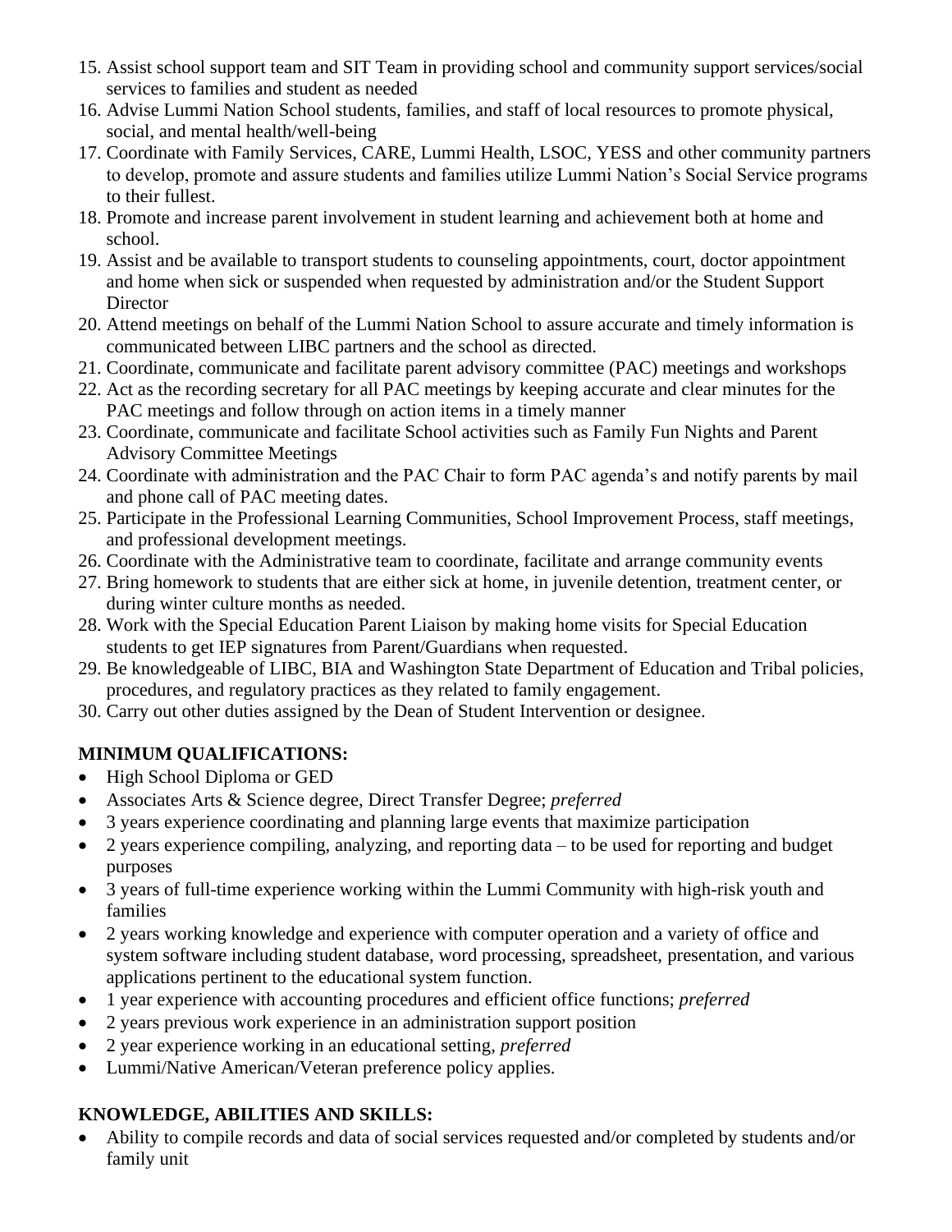15. Assist school support team and SIT Team in providing school and community support services/social services to families and student as needed
16. Advise Lummi Nation School students, families, and staff of local resources to promote physical, social, and mental health/well-being
17. Coordinate with Family Services, CARE, Lummi Health, LSOC, YESS and other community partners to develop, promote and assure students and families utilize Lummi Nation's Social Service programs to their fullest.
18. Promote and increase parent involvement in student learning and achievement both at home and school.
19. Assist and be available to transport students to counseling appointments, court, doctor appointment and home when sick or suspended when requested by administration and/or the Student Support Director
20. Attend meetings on behalf of the Lummi Nation School to assure accurate and timely information is communicated between LIBC partners and the school as directed.
21. Coordinate, communicate and facilitate parent advisory committee (PAC) meetings and workshops
22. Act as the recording secretary for all PAC meetings by keeping accurate and clear minutes for the PAC meetings and follow through on action items in a timely manner
23. Coordinate, communicate and facilitate School activities such as Family Fun Nights and Parent Advisory Committee Meetings
24. Coordinate with administration and the PAC Chair to form PAC agenda's and notify parents by mail and phone call of PAC meeting dates.
25. Participate in the Professional Learning Communities, School Improvement Process, staff meetings, and professional development meetings.
26. Coordinate with the Administrative team to coordinate, facilitate and arrange community events
27. Bring homework to students that are either sick at home, in juvenile detention, treatment center, or during winter culture months as needed.
28. Work with the Special Education Parent Liaison by making home visits for Special Education students to get IEP signatures from Parent/Guardians when requested.
29. Be knowledgeable of LIBC, BIA and Washington State Department of Education and Tribal policies, procedures, and regulatory practices as they related to family engagement.
30. Carry out other duties assigned by the Dean of Student Intervention or designee.

**MINIMUM QUALIFICATIONS:**

- High School Diploma or GED
- Associates Arts & Science degree, Direct Transfer Degree; *preferred*
- 3 years experience coordinating and planning large events that maximize participation
- 2 years experience compiling, analyzing, and reporting data – to be used for reporting and budget purposes
- 3 years of full-time experience working within the Lummi Community with high-risk youth and families
- 2 years working knowledge and experience with computer operation and a variety of office and system software including student database, word processing, spreadsheet, presentation, and various applications pertinent to the educational system function.
- 1 year experience with accounting procedures and efficient office functions; *preferred*
- 2 years previous work experience in an administration support position
- 2 year experience working in an educational setting, *preferred*
- Lummi/Native American/Veteran preference policy applies.

**KNOWLEDGE, ABILITIES AND SKILLS:**

- Ability to compile records and data of social services requested and/or completed by students and/or family unit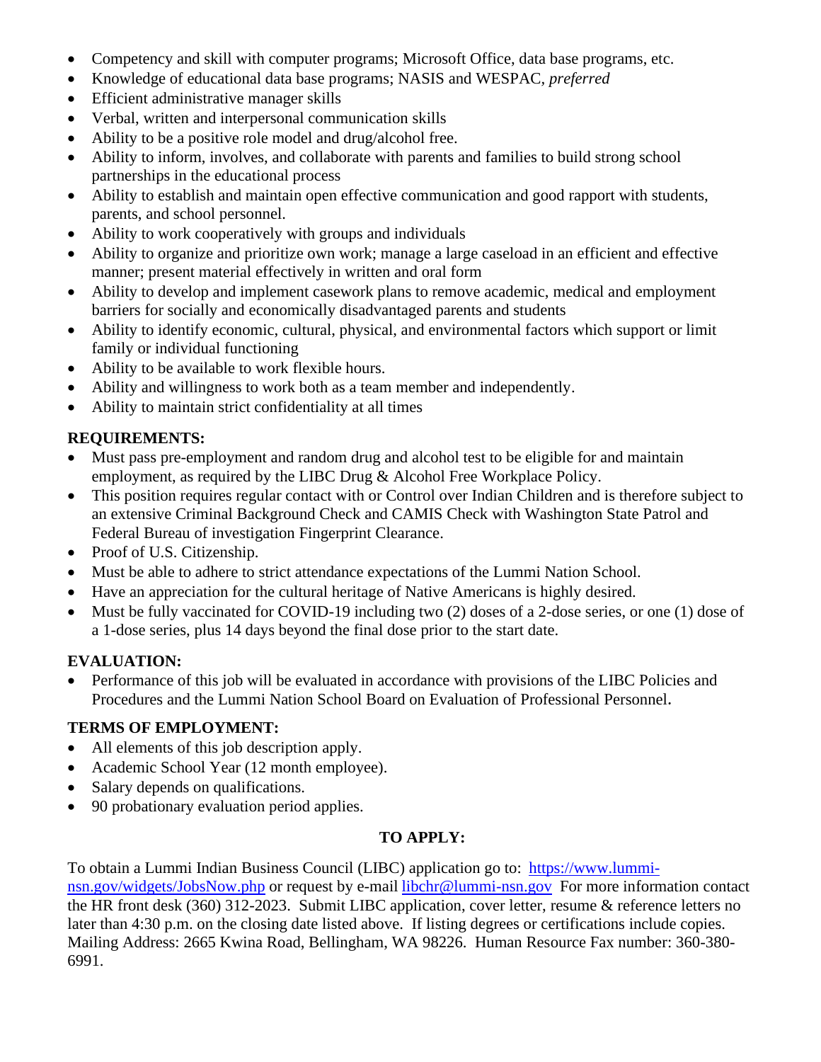- Competency and skill with computer programs; Microsoft Office, data base programs, etc.
- Knowledge of educational data base programs; NASIS and WESPAC, *preferred*
- Efficient administrative manager skills
- Verbal, written and interpersonal communication skills
- Ability to be a positive role model and drug/alcohol free.
- Ability to inform, involves, and collaborate with parents and families to build strong school partnerships in the educational process
- Ability to establish and maintain open effective communication and good rapport with students, parents, and school personnel.
- Ability to work cooperatively with groups and individuals
- Ability to organize and prioritize own work; manage a large caseload in an efficient and effective manner; present material effectively in written and oral form
- Ability to develop and implement casework plans to remove academic, medical and employment barriers for socially and economically disadvantaged parents and students
- Ability to identify economic, cultural, physical, and environmental factors which support or limit family or individual functioning
- Ability to be available to work flexible hours.
- Ability and willingness to work both as a team member and independently.
- Ability to maintain strict confidentiality at all times

**REQUIREMENTS:**

- Must pass pre-employment and random drug and alcohol test to be eligible for and maintain employment, as required by the LIBC Drug & Alcohol Free Workplace Policy.
- This position requires regular contact with or Control over Indian Children and is therefore subject to an extensive Criminal Background Check and CAMIS Check with Washington State Patrol and Federal Bureau of investigation Fingerprint Clearance.
- Proof of U.S. Citizenship.
- Must be able to adhere to strict attendance expectations of the Lummi Nation School.
- Have an appreciation for the cultural heritage of Native Americans is highly desired.
- Must be fully vaccinated for COVID-19 including two (2) doses of a 2-dose series, or one (1) dose of a 1-dose series, plus 14 days beyond the final dose prior to the start date.

**EVALUATION:**

- Performance of this job will be evaluated in accordance with provisions of the LIBC Policies and Procedures and the Lummi Nation School Board on Evaluation of Professional Personnel.

**TERMS OF EMPLOYMENT:**

- All elements of this job description apply.
- Academic School Year (12 month employee).
- Salary depends on qualifications.
- 90 probationary evaluation period applies.

**TO APPLY:**

To obtain a Lummi Indian Business Council (LIBC) application go to: https://www.lummi-nsn.gov/widgets/JobsNow.php or request by e-mail libchr@lummi-nsn.gov For more information contact the HR front desk (360) 312-2023. Submit LIBC application, cover letter, resume & reference letters no later than 4:30 p.m. on the closing date listed above. If listing degrees or certifications include copies. Mailing Address: 2665 Kwina Road, Bellingham, WA 98226. Human Resource Fax number: 360-380-6991.